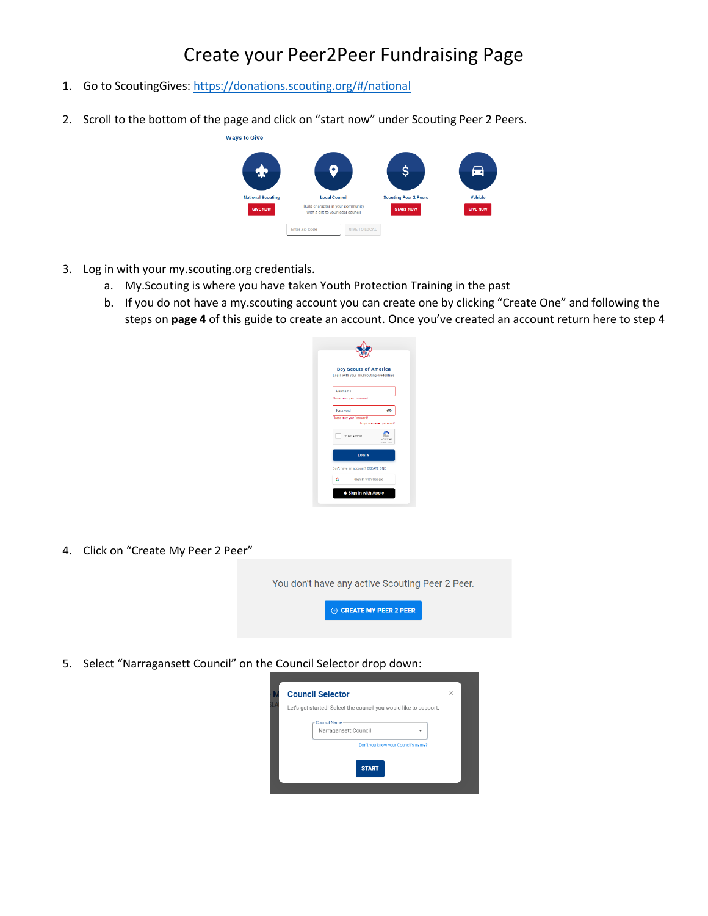# Create your Peer2Peer Fundraising Page

1. Go to ScoutingGives: [https://donations.scouting.org/#/national](https://donations.scouting.org/#/national)

2. Scroll to the bottom of the page and click on "start now" under Scouting Peer 2 Peers.

3. Log in with your my.scouting.org credentials.
   a. My.Scouting is where you have taken Youth Protection Training in the past
   b. If you do not have a my.scouting account you can create one by clicking "Create One" and following the steps on **page 4** of this guide to create an account. Once you've created an account return here to step 4

4. Click on "Create My Peer 2 Peer"

5. Select "Narragansett Council" on the Council Selector drop down: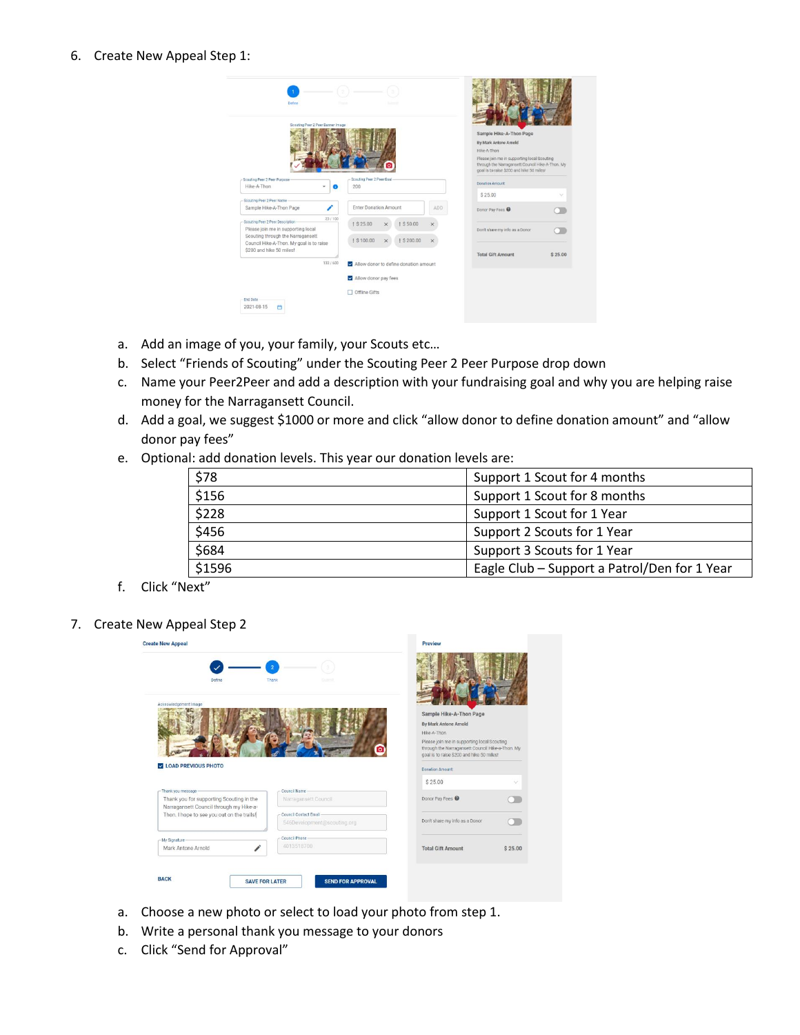6. Create New Appeal Step 1:

   a. Add an image of you, your family, your Scouts etc…
   b. Select “Friends of Scouting” under the Scouting Peer 2 Peer Purpose drop down
   c. Name your Peer2Peer and add a description with your fundraising goal and why you are helping raise money for the Narragansett Council.
   d. Add a goal, we suggest $1000 or more and click “allow donor to define donation amount” and “allow donor pay fees”
   e. Optional: add donation levels. This year our donation levels are:

| | |
|---|---|
| $78 | Support 1 Scout for 4 months |
| $156 | Support 1 Scout for 8 months |
| $228 | Support 1 Scout for 1 Year |
| $456 | Support 2 Scouts for 1 Year |
| $684 | Support 3 Scouts for 1 Year |
| $1596 | Eagle Club – Support a Patrol/Den for 1 Year |

   f. Click “Next”

7. Create New Appeal Step 2

   a. Choose a new photo or select to load your photo from step 1.
   b. Write a personal thank you message to your donors
   c. Click “Send for Approval”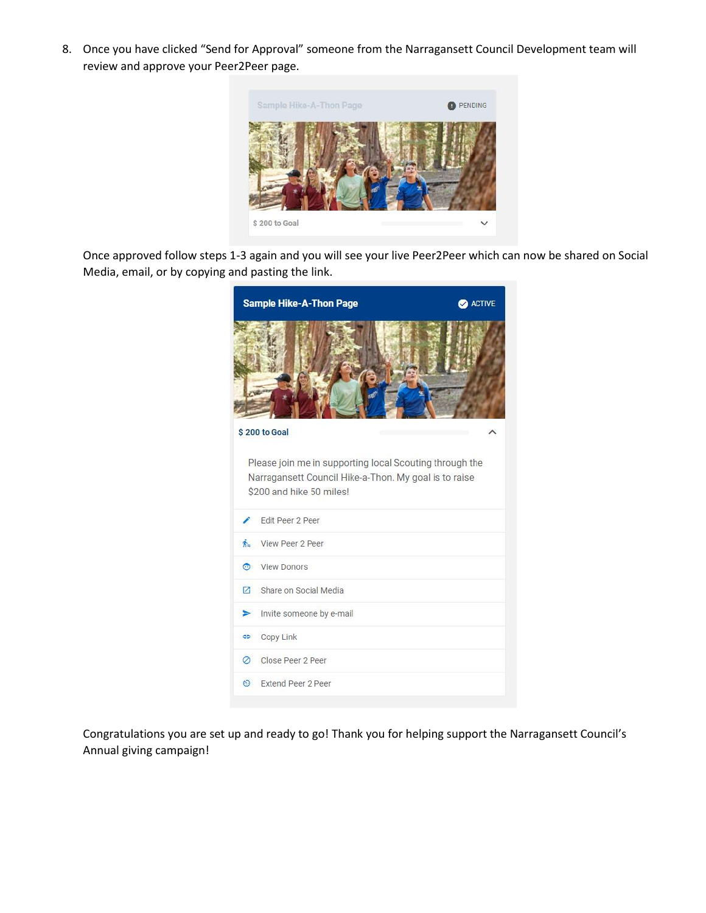8. Once you have clicked “Send for Approval” someone from the Narragansett Council Development team will review and approve your Peer2Peer page.

   Once approved follow steps 1-3 again and you will see your live Peer2Peer which can now be shared on Social Media, email, or by copying and pasting the link.

Congratulations you are set up and ready to go! Thank you for helping support the Narragansett Council’s Annual giving campaign!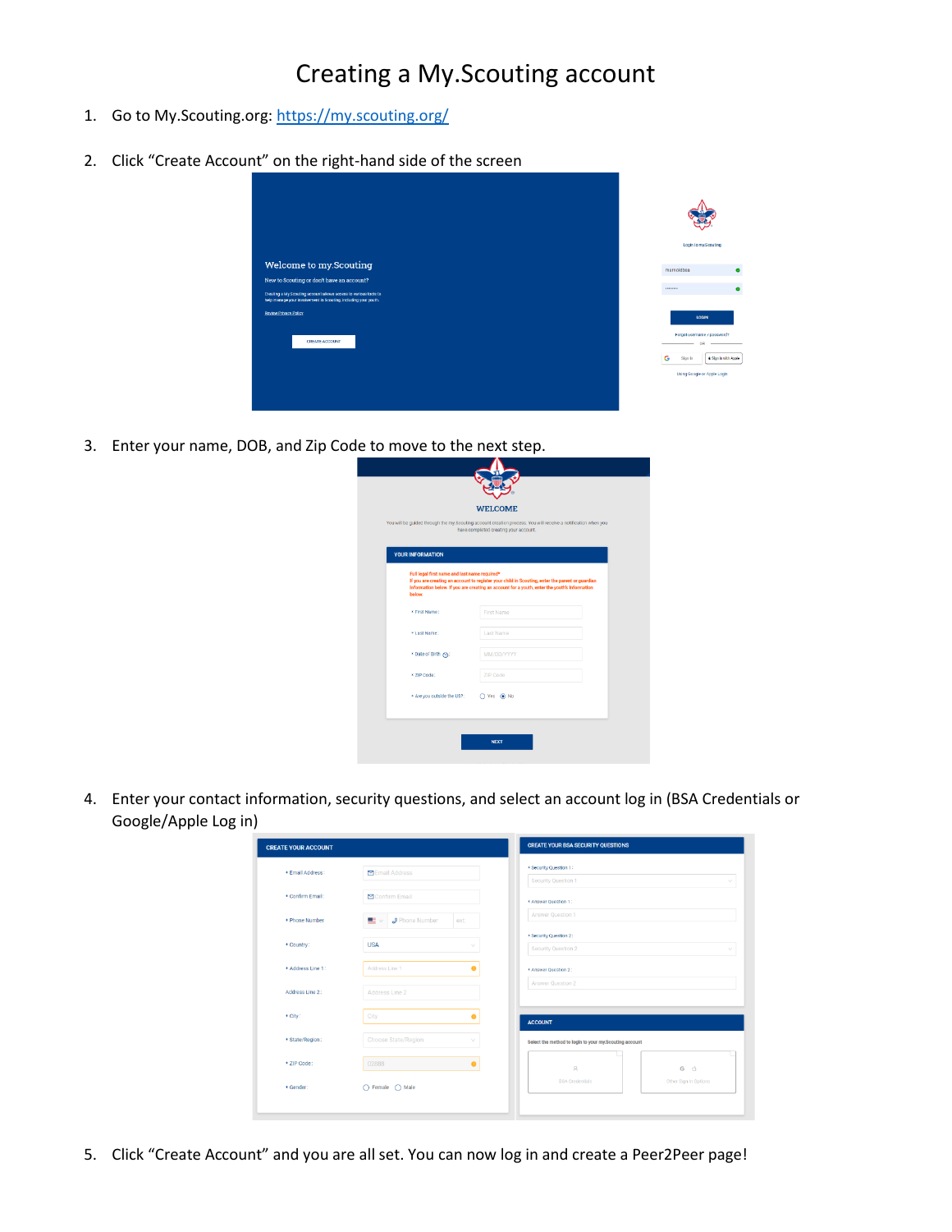# Creating a My.Scouting account

1. Go to My.Scouting.org: [https://my.scouting.org/](https://my.scouting.org/)

2. Click "Create Account" on the right-hand side of the screen

3. Enter your name, DOB, and Zip Code to move to the next step.

4. Enter your contact information, security questions, and select an account log in (BSA Credentials or Google/Apple Log in)

5. Click "Create Account" and you are all set. You can now log in and create a Peer2Peer page!